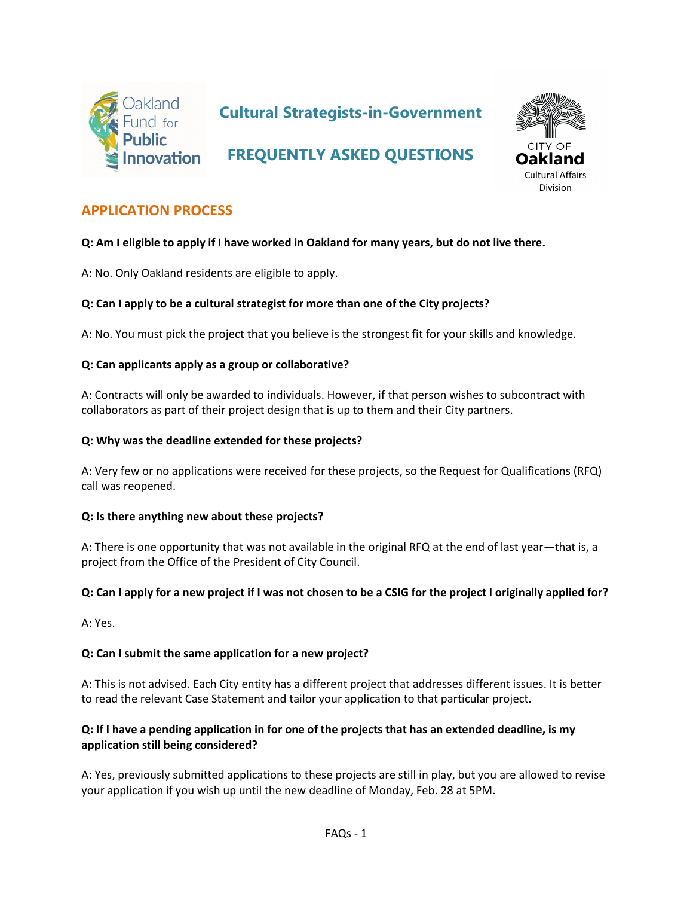Oakland Fund for Public Innovation

# Cultural Strategists-in-Government

# FREQUENTLY ASKED QUESTIONS

CITY OF Oakland
Cultural Affairs Division

## APPLICATION PROCESS

**Q: Am I eligible to apply if I have worked in Oakland for many years, but do not live there.**

A: No. Only Oakland residents are eligible to apply.

**Q: Can I apply to be a cultural strategist for more than one of the City projects?**

A: No. You must pick the project that you believe is the strongest fit for your skills and knowledge.

**Q: Can applicants apply as a group or collaborative?**

A: Contracts will only be awarded to individuals. However, if that person wishes to subcontract with collaborators as part of their project design that is up to them and their City partners.

**Q: Why was the deadline extended for these projects?**

A: Very few or no applications were received for these projects, so the Request for Qualifications (RFQ) call was reopened.

**Q: Is there anything new about these projects?**

A: There is one opportunity that was not available in the original RFQ at the end of last year—that is, a project from the Office of the President of City Council.

**Q: Can I apply for a new project if I was not chosen to be a CSIG for the project I originally applied for?**

A: Yes.

**Q: Can I submit the same application for a new project?**

A: This is not advised. Each City entity has a different project that addresses different issues. It is better to read the relevant Case Statement and tailor your application to that particular project.

**Q: If I have a pending application in for one of the projects that has an extended deadline, is my application still being considered?**

A: Yes, previously submitted applications to these projects are still in play, but you are allowed to revise your application if you wish up until the new deadline of Monday, Feb. 28 at 5PM.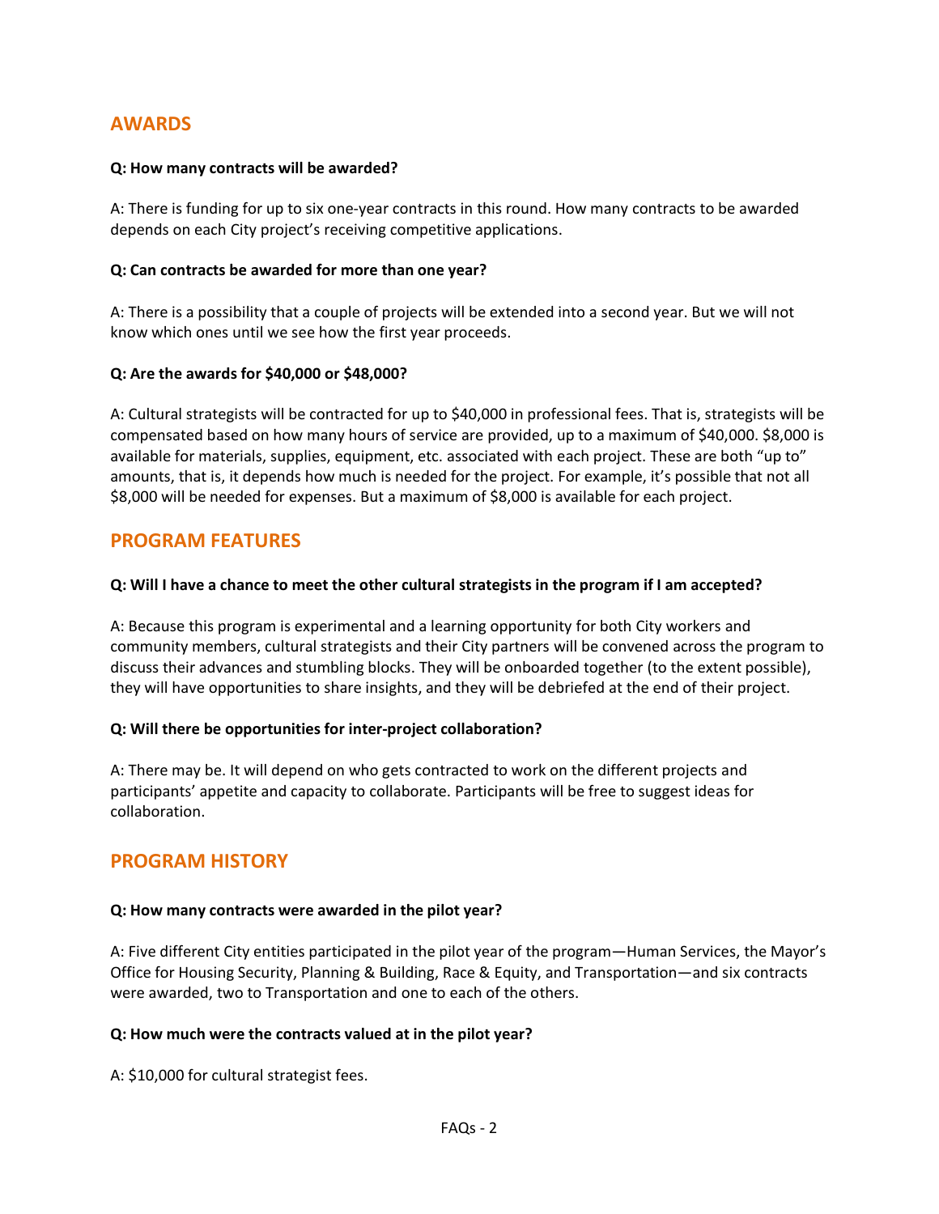## AWARDS

**Q: How many contracts will be awarded?**

A: There is funding for up to six one-year contracts in this round. How many contracts to be awarded depends on each City project's receiving competitive applications.

**Q: Can contracts be awarded for more than one year?**

A: There is a possibility that a couple of projects will be extended into a second year. But we will not know which ones until we see how the first year proceeds.

**Q: Are the awards for $40,000 or $48,000?**

A: Cultural strategists will be contracted for up to $40,000 in professional fees. That is, strategists will be compensated based on how many hours of service are provided, up to a maximum of $40,000. $8,000 is available for materials, supplies, equipment, etc. associated with each project. These are both "up to" amounts, that is, it depends how much is needed for the project. For example, it's possible that not all $8,000 will be needed for expenses. But a maximum of $8,000 is available for each project.

## PROGRAM FEATURES

**Q: Will I have a chance to meet the other cultural strategists in the program if I am accepted?**

A: Because this program is experimental and a learning opportunity for both City workers and community members, cultural strategists and their City partners will be convened across the program to discuss their advances and stumbling blocks. They will be onboarded together (to the extent possible), they will have opportunities to share insights, and they will be debriefed at the end of their project.

**Q: Will there be opportunities for inter-project collaboration?**

A: There may be. It will depend on who gets contracted to work on the different projects and participants' appetite and capacity to collaborate. Participants will be free to suggest ideas for collaboration.

## PROGRAM HISTORY

**Q: How many contracts were awarded in the pilot year?**

A: Five different City entities participated in the pilot year of the program—Human Services, the Mayor's Office for Housing Security, Planning & Building, Race & Equity, and Transportation—and six contracts were awarded, two to Transportation and one to each of the others.

**Q: How much were the contracts valued at in the pilot year?**

A: $10,000 for cultural strategist fees.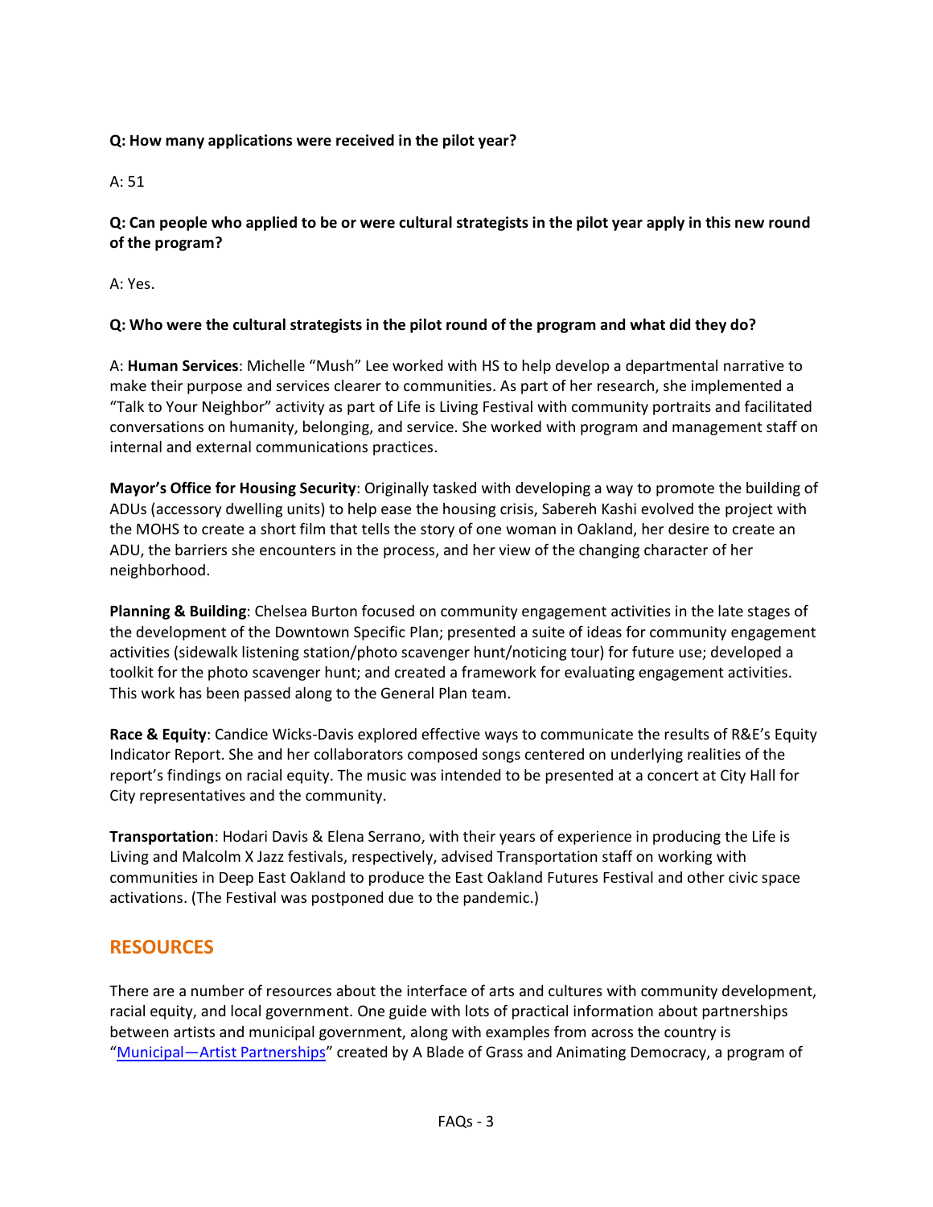**Q: How many applications were received in the pilot year?**

A: 51

**Q: Can people who applied to be or were cultural strategists in the pilot year apply in this new round of the program?**

A: Yes.

**Q: Who were the cultural strategists in the pilot round of the program and what did they do?**

A: **Human Services**: Michelle "Mush" Lee worked with HS to help develop a departmental narrative to make their purpose and services clearer to communities. As part of her research, she implemented a "Talk to Your Neighbor" activity as part of Life is Living Festival with community portraits and facilitated conversations on humanity, belonging, and service. She worked with program and management staff on internal and external communications practices.

**Mayor's Office for Housing Security**: Originally tasked with developing a way to promote the building of ADUs (accessory dwelling units) to help ease the housing crisis, Sabereh Kashi evolved the project with the MOHS to create a short film that tells the story of one woman in Oakland, her desire to create an ADU, the barriers she encounters in the process, and her view of the changing character of her neighborhood.

**Planning & Building**: Chelsea Burton focused on community engagement activities in the late stages of the development of the Downtown Specific Plan; presented a suite of ideas for community engagement activities (sidewalk listening station/photo scavenger hunt/noticing tour) for future use; developed a toolkit for the photo scavenger hunt; and created a framework for evaluating engagement activities. This work has been passed along to the General Plan team.

**Race & Equity**: Candice Wicks-Davis explored effective ways to communicate the results of R&E's Equity Indicator Report. She and her collaborators composed songs centered on underlying realities of the report's findings on racial equity. The music was intended to be presented at a concert at City Hall for City representatives and the community.

**Transportation**: Hodari Davis & Elena Serrano, with their years of experience in producing the Life is Living and Malcolm X Jazz festivals, respectively, advised Transportation staff on working with communities in Deep East Oakland to produce the East Oakland Futures Festival and other civic space activations. (The Festival was postponed due to the pandemic.)

## RESOURCES

There are a number of resources about the interface of arts and cultures with community development, racial equity, and local government. One guide with lots of practical information about partnerships between artists and municipal government, along with examples from across the country is "Municipal—Artist Partnerships" created by A Blade of Grass and Animating Democracy, a program of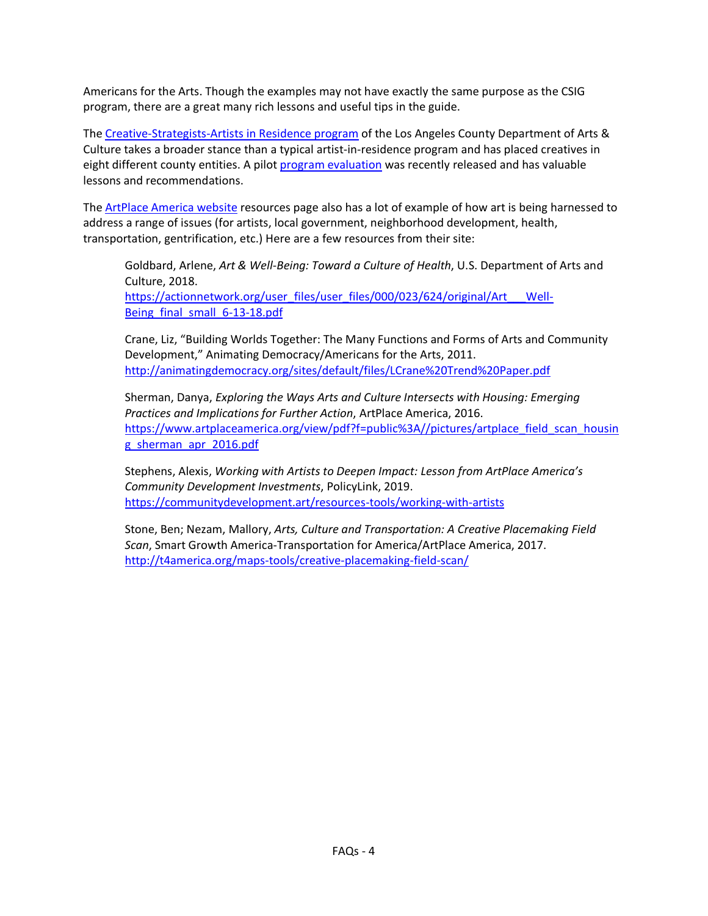Americans for the Arts. Though the examples may not have exactly the same purpose as the CSIG program, there are a great many rich lessons and useful tips in the guide.

The [Creative-Strategists-Artists in Residence program] of the Los Angeles County Department of Arts & Culture takes a broader stance than a typical artist-in-residence program and has placed creatives in eight different county entities. A pilot [program evaluation] was recently released and has valuable lessons and recommendations.

The [ArtPlace America website] resources page also has a lot of example of how art is being harnessed to address a range of issues (for artists, local government, neighborhood development, health, transportation, gentrification, etc.) Here are a few resources from their site:

> Goldbard, Arlene, *Art & Well-Being: Toward a Culture of Health*, U.S. Department of Arts and Culture, 2018.
> https://actionnetwork.org/user_files/user_files/000/023/624/original/Art___Well-Being_final_small_6-13-18.pdf
>
> Crane, Liz, "Building Worlds Together: The Many Functions and Forms of Arts and Community Development," Animating Democracy/Americans for the Arts, 2011.
> http://animatingdemocracy.org/sites/default/files/LCrane%20Trend%20Paper.pdf
>
> Sherman, Danya, *Exploring the Ways Arts and Culture Intersects with Housing: Emerging Practices and Implications for Further Action*, ArtPlace America, 2016.
> https://www.artplaceamerica.org/view/pdf?f=public%3A//pictures/artplace_field_scan_housing_sherman_apr_2016.pdf
>
> Stephens, Alexis, *Working with Artists to Deepen Impact: Lesson from ArtPlace America's Community Development Investments*, PolicyLink, 2019.
> https://communitydevelopment.art/resources-tools/working-with-artists
>
> Stone, Ben; Nezam, Mallory, *Arts, Culture and Transportation: A Creative Placemaking Field Scan*, Smart Growth America-Transportation for America/ArtPlace America, 2017.
> http://t4america.org/maps-tools/creative-placemaking-field-scan/